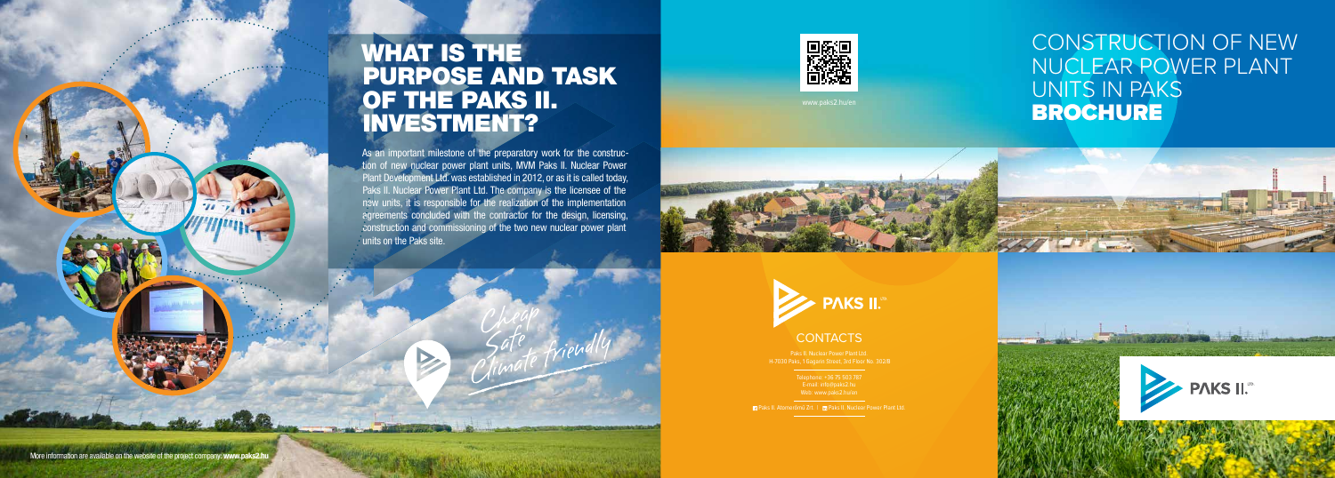# WHAT IS THE PURPOSE AND TASK OF THE PAKS II. INVESTMENT?

As an important milestone of the preparatory work for the construction of new nuclear power plant units, MVM Paks II. Nuclear Power Plant Development Ltd. was established in 2012, or as it is called today, Paks II. Nuclear Power Plant Ltd. The company is the licensee of the new units, it is responsible for the realization of the implementation agreements concluded with the contractor for the design, licensing, construction and commissioning of the two new nuclear power plant units on the Paks site.

Cheap
Safe
Climate friendly

More information are available on the website of the project company: **www.paks2.hu**

www.paks2.hu/en

# CONSTRUCTION OF NEW NUCLEAR POWER PLANT UNITS IN PAKS BROCHURE

PAKS II.

## CONTACTS

Paks II. Nuclear Power Plant Ltd.
H-7030 Paks, 1 Gagarin Street, 3rd Floor No. 302/B

Telephone: +36 75 503 787
E-mail: info@paks2.hu
Web: www.paks2.hu/en

Paks II. Atomerőmű Zrt. | Paks II. Nuclear Power Plant Ltd.

PAKS II.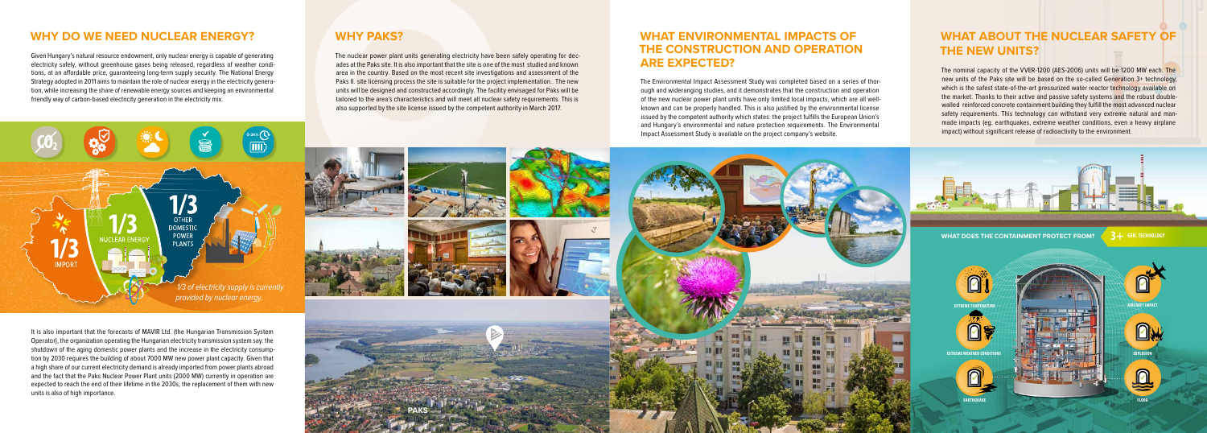## WHY DO WE NEED NUCLEAR ENERGY?

Given Hungary's natural resource endowment, only nuclear energy is capable of generating electricity safely, without greenhouse gases being released, regardless of weather conditions, at an affordable price, guaranteeing long-term supply security. The National Energy Strategy adopted in 2011 aims to maintain the role of nuclear energy in the electricity generation, while increasing the share of renewable energy sources and keeping an environmental friendly way of carbon-based electricity generation in the electricity mix.

1/3 IMPORT

1/3 NUCLEAR ENERGY

1/3 OTHER DOMESTIC POWER PLANTS

*1/3 of electricity supply is currently provided by nuclear energy.*

It is also important that the forecasts of MAVIR Ltd. (the Hungarian Transmission System Operator), the organization operating the Hungarian electricity transmission system say: the shutdown of the aging domestic power plants and the increase in the electricity consumption by 2030 requires the building of about 7000 MW new power plant capacity. Given that a high share of our current electricity demand is already imported from power plants abroad and the fact that the Paks Nuclear Power Plant units (2000 MW) currently in operation are expected to reach the end of their lifetime in the 2030s, the replacement of them with new units is also of high importance.

## WHY PAKS?

The nuclear power plant units generating electricity have been safely operating for decades at the Paks site. It is also important that the site is one of the most studied and known area in the country. Based on the most recent site investigations and assessment of the Paks II. site licensing process the site is suitable for the project implementation.. The new units will be designed and constructed accordingly. The facility envisaged for Paks will be tailored to the area's characteristics and will meet all nuclear safety requirements. This is also supported by the site license issued by the competent authority in March 2017.

PAKS

## WHAT ENVIRONMENTAL IMPACTS OF THE CONSTRUCTION AND OPERATION ARE EXPECTED?

The Environmental Impact Assessment Study was completed based on a series of thorough and wideranging studies, and it demonstrates that the construction and operation of the new nuclear power plant units have only limited local impacts, which are all well-known and can be properly handled. This is also justified by the environmental license issued by the competent authority which states: the project fulfills the European Union's and Hungary's environmental and nature protection requirements. The Environmental Impact Assessment Study is available on the project company's website.

## WHAT ABOUT THE NUCLEAR SAFETY OF THE NEW UNITS?

The nominal capacity of the VVER-1200 (AES-2006) units will be 1200 MW each. The new units of the Paks site will be based on the so-called Generation 3+ technology, which is the safest state-of-the-art pressurized water reactor technology available on the market. Thanks to their active and passive safety systems and the robust double-walled reinforced concrete containment building they fulfill the most advanced nuclear safety requirements. This technology can withstand very extreme natural and man-made impacts (eg. earthquakes, extreme weather conditions, even a heavy airplane impact) without significant release of radioactivity to the environment.

WHAT DOES THE CONTAINMENT PROTECT FROM? 3+ GEN. TECHNOLOGY

EXTREME TEMPERATURE

EXTREME WEATHER CONDITIONS

EARTHQUAKE

AIRCRAFT IMPACT

EXPLOSION

FLOOD